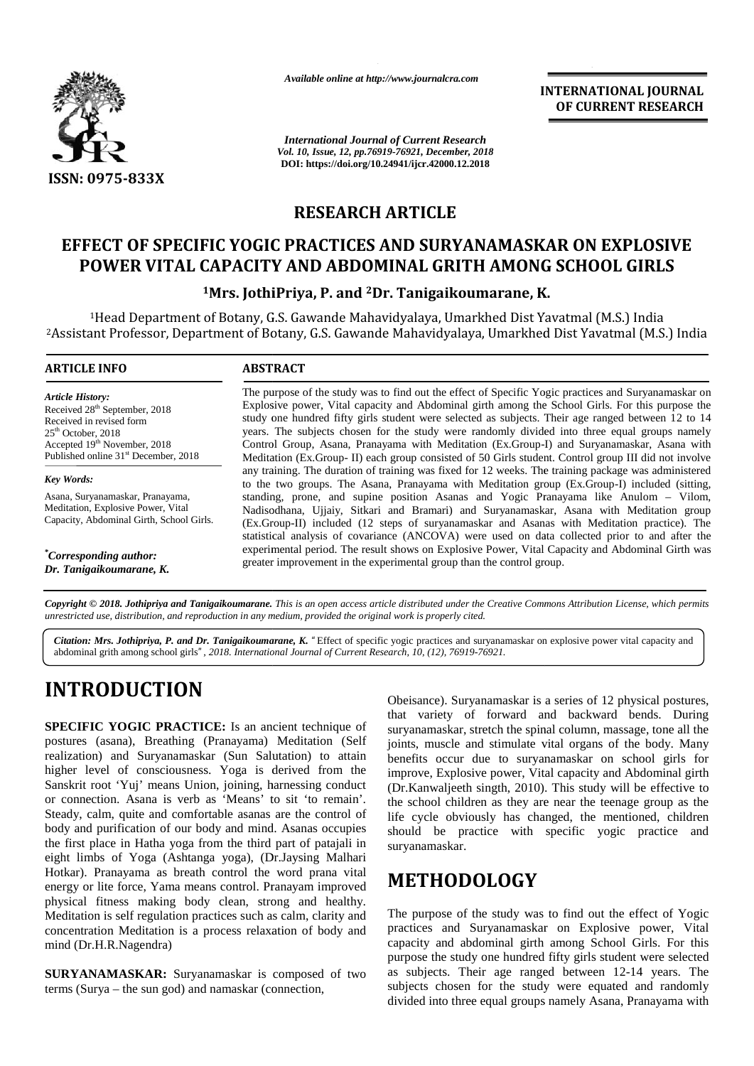*Available online at http://www.journalcra.com*

**INTERNATIONAL JOURNAL OF CURRENT RESEARCH**

*International Journal of Current Research*
*Vol. 10, Issue, 12, pp.76919-76921, December, 2018*
**DOI: https://doi.org/10.24941/ijcr.42000.12.2018**

**ISSN: 0975-833X**

## RESEARCH ARTICLE

# EFFECT OF SPECIFIC YOGIC PRACTICES AND SURYANAMASKAR ON EXPLOSIVE POWER VITAL CAPACITY AND ABDOMINAL GRITH AMONG SCHOOL GIRLS

**[1]Mrs. JothiPriya, P. and [2]Dr. Tanigaikoumarane, K.**

[1]Head Department of Botany, G.S. Gawande Mahavidyalaya, Umarkhed Dist Yavatmal (M.S.) India
[2]Assistant Professor, Department of Botany, G.S. Gawande Mahavidyalaya, Umarkhed Dist Yavatmal (M.S.) India

### ARTICLE INFO

*Article History:*
Received 28th September, 2018
Received in revised form
25th October, 2018
Accepted 19th November, 2018
Published online 31st December, 2018

*Key Words:*
Asana, Suryanamaskar, Pranayama, Meditation, Explosive Power, Vital Capacity, Abdominal Girth, School Girls.

*\*Corresponding author:*
*Dr. Tanigaikoumarane, K.*

### ABSTRACT

The purpose of the study was to find out the effect of Specific Yogic practices and Suryanamaskar on Explosive power, Vital capacity and Abdominal girth among the School Girls. For this purpose the study one hundred fifty girls student were selected as subjects. Their age ranged between 12 to 14 years. The subjects chosen for the study were randomly divided into three equal groups namely Control Group, Asana, Pranayama with Meditation (Ex.Group-I) and Suryanamaskar, Asana with Meditation (Ex.Group- II) each group consisted of 50 Girls student. Control group III did not involve any training. The duration of training was fixed for 12 weeks. The training package was administered to the two groups. The Asana, Pranayama with Meditation group (Ex.Group-I) included (sitting, standing, prone, and supine position Asanas and Yogic Pranayama like Anulom – Vilom, Nadisodhana, Ujjaiy, Sitkari and Bramari) and Suryanamaskar, Asana with Meditation group (Ex.Group-II) included (12 steps of suryanamaskar and Asanas with Meditation practice). The statistical analysis of covariance (ANCOVA) were used on data collected prior to and after the experimental period. The result shows on Explosive Power, Vital Capacity and Abdominal Girth was greater improvement in the experimental group than the control group.

*Copyright © 2018. Jothipriya and Tanigaikoumarane. This is an open access article distributed under the Creative Commons Attribution License, which permits unrestricted use, distribution, and reproduction in any medium, provided the original work is properly cited.*

***Citation: Mrs. Jothipriya, P. and Dr. Tanigaikoumarane, K.*** *"Effect of specific yogic practices and suryanamaskar on explosive power vital capacity and abdominal grith among school girls", 2018. International Journal of Current Research, 10, (12), 76919-76921.*

# INTRODUCTION

**SPECIFIC YOGIC PRACTICE:** Is an ancient technique of postures (asana), Breathing (Pranayama) Meditation (Self realization) and Suryanamaskar (Sun Salutation) to attain higher level of consciousness. Yoga is derived from the Sanskrit root 'Yuj' means Union, joining, harnessing conduct or connection. Asana is verb as 'Means' to sit 'to remain'. Steady, calm, quite and comfortable asanas are the control of body and purification of our body and mind. Asanas occupies the first place in Hatha yoga from the third part of patajali in eight limbs of Yoga (Ashtanga yoga), (Dr.Jaysing Malhari Hotkar). Pranayama as breath control the word prana vital energy or lite force, Yama means control. Pranayam improved physical fitness making body clean, strong and healthy. Meditation is self regulation practices such as calm, clarity and concentration Meditation is a process relaxation of body and mind (Dr.H.R.Nagendra)

**SURYANAMASKAR:** Suryanamaskar is composed of two terms (Surya – the sun god) and namaskar (connection, Obeisance). Suryanamaskar is a series of 12 physical postures, that variety of forward and backward bends. During suryanamaskar, stretch the spinal column, massage, tone all the joints, muscle and stimulate vital organs of the body. Many benefits occur due to suryanamaskar on school girls for improve, Explosive power, Vital capacity and Abdominal girth (Dr.Kanwaljeeth singth, 2010). This study will be effective to the school children as they are near the teenage group as the life cycle obviously has changed, the mentioned, children should be practice with specific yogic practice and suryanamaskar.

# METHODOLOGY

The purpose of the study was to find out the effect of Yogic practices and Suryanamaskar on Explosive power, Vital capacity and abdominal girth among School Girls. For this purpose the study one hundred fifty girls student were selected as subjects. Their age ranged between 12-14 years. The subjects chosen for the study were equated and randomly divided into three equal groups namely Asana, Pranayama with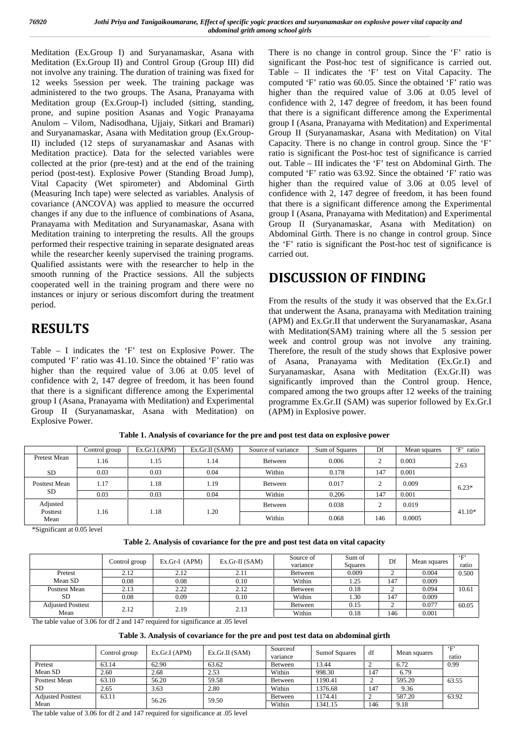Meditation (Ex.Group I) and Suryanamaskar, Asana with Meditation (Ex.Group II) and Control Group (Group III) did not involve any training. The duration of training was fixed for 12 weeks 5session per week. The training package was administered to the two groups. The Asana, Pranayama with Meditation group (Ex.Group-I) included (sitting, standing, prone, and supine position Asanas and Yogic Pranayama Anulom – Vilom, Nadisodhana, Ujjaiy, Sitkari and Bramari) and Suryanamaskar, Asana with Meditation group (Ex.Group-II) included (12 steps of suryanamaskar and Asanas with Meditation practice). Data for the selected variables were collected at the prior (pre-test) and at the end of the training period (post-test). Explosive Power (Standing Broad Jump), Vital Capacity (Wet spirometer) and Abdominal Girth (Measuring Inch tape) were selected as variables. Analysis of covariance (ANCOVA) was applied to measure the occurred changes if any due to the influence of combinations of Asana, Pranayama with Meditation and Suryanamaskar, Asana with Meditation training to interpreting the results. All the groups performed their respective training in separate designated areas while the researcher keenly supervised the training programs. Qualified assistants were with the researcher to help in the smooth running of the Practice sessions. All the subjects cooperated well in the training program and there were no instances or injury or serious discomfort during the treatment period.

# RESULTS

Table – I indicates the 'F' test on Explosive Power. The computed 'F' ratio was 41.10. Since the obtained 'F' ratio was higher than the required value of 3.06 at 0.05 level of confidence with 2, 147 degree of freedom, it has been found that there is a significant difference among the Experimental group I (Asana, Pranayama with Meditation) and Experimental Group II (Suryanamaskar, Asana with Meditation) on Explosive Power. There is no change in control group. Since the 'F' ratio is significant the Post-hoc test of significance is carried out. Table – II indicates the 'F' test on Vital Capacity. The computed 'F' ratio was 60.05. Since the obtained 'F' ratio was higher than the required value of 3.06 at 0.05 level of confidence with 2, 147 degree of freedom, it has been found that there is a significant difference among the Experimental group I (Asana, Pranayama with Meditation) and Experimental Group II (Suryanamaskar, Asana with Meditation) on Vital Capacity. There is no change in control group. Since the 'F' ratio is significant the Post-hoc test of significance is carried out. Table – III indicates the 'F' test on Abdominal Girth. The computed 'F' ratio was 63.92. Since the obtained 'F' ratio was higher than the required value of 3.06 at 0.05 level of confidence with 2, 147 degree of freedom, it has been found that there is a significant difference among the Experimental group I (Asana, Pranayama with Meditation) and Experimental Group II (Suryanamaskar, Asana with Meditation) on Abdominal Girth. There is no change in control group. Since the 'F' ratio is significant the Post-hoc test of significance is carried out.

# DISCUSSION OF FINDING

From the results of the study it was observed that the Ex.Gr.I that underwent the Asana, pranayama with Meditation training (APM) and Ex.Gr.II that underwent the Suryanamaskar, Asana with Meditation(SAM) training where all the 5 session per week and control group was not involve any training. Therefore, the result of the study shows that Explosive power of Asana, Pranayama with Meditation (Ex.Gr.I) and Suryanamaskar, Asana with Meditation (Ex.Gr.II) was significantly improved than the Control group. Hence, compared among the two groups after 12 weeks of the training programme Ex.Gr.II (SAM) was superior followed by Ex.Gr.I (APM) in Explosive power.

**Table 1. Analysis of covariance for the pre and post test data on explosive power**

| | Control group | Ex.Gr.I (APM) | Ex.Gr.II (SAM) | Source of variance | Sum of Squares | Df | Mean squares | 'F' ratio |
|---|---|---|---|---|---|---|---|---|
| Pretest Mean | 1.16 | 1.15 | 1.14 | Between | 0.006 | 2 | 0.003 | 2.63 |
| SD | 0.03 | 0.03 | 0.04 | Within | 0.178 | 147 | 0.001 | |
| Posttest Mean SD | 1.17 | 1.18 | 1.19 | Between | 0.017 | 2 | 0.009 | 6.23* |
| | 0.03 | 0.03 | 0.04 | Within | 0.206 | 147 | 0.001 | |
| Adjusted Posttest Mean | 1.16 | 1.18 | 1.20 | Between | 0.038 | 2 | 0.019 | 41.10* |
| | | | | Within | 0.068 | 146 | 0.0005 | |

*Significant at 0.05 level

**Table 2. Analysis of covariance for the pre and post test data on vital capacity**

| | Control group | Ex.Gr-I (APM) | Ex.Gr-II (SAM) | Source of variance | Sum of Squares | Df | Mean squares | 'F' ratio |
|---|---|---|---|---|---|---|---|---|
| Pretest | 2.12 | 2.12 | 2.11 | Between | 0.009 | 2 | 0.004 | 0.500 |
| Mean SD | 0.08 | 0.08 | 0.10 | Within | 1.25 | 147 | 0.009 | |
| Posttest Mean | 2.13 | 2.22 | 2.12 | Between | 0.18 | 2 | 0.094 | 10.61 |
| SD | 0.08 | 0.09 | 0.10 | Within | 1.30 | 147 | 0.009 | |
| Adjusted Posttest Mean | 2.12 | 2.19 | 2.13 | Between | 0.15 | 2 | 0.077 | 60.05 |
| | | | | Within | 0.18 | 146 | 0.001 | |

The table value of 3.06 for df 2 and 147 required for significance at .05 level

**Table 3. Analysis of covariance for the pre and post test data on abdominal girth**

| | Control group | Ex.Gr.I (APM) | Ex.Gr.II (SAM) | Sourceof variance | Sumof Squares | df | Mean squares | 'F' ratio |
|---|---|---|---|---|---|---|---|---|
| Pretest | 63.14 | 62.90 | 63.62 | Between | 13.44 | 2 | 6.72 | 0.99 |
| Mean SD | 2.60 | 2.68 | 2.53 | Within | 998.30 | 147 | 6.79 | |
| Posttest Mean | 63.10 | 56.20 | 59.58 | Between | 1190.41 | 2 | 595.20 | 63.55 |
| SD | 2.65 | 3.63 | 2.80 | Within | 1376.68 | 147 | 9.36 | |
| Adjusted Posttest Mean | 63.11 | 56.26 | 59.50 | Between | 1174.41 | 2 | 587.20 | 63.92 |
| | | | | Within | 1341.15 | 146 | 9.18 | |

The table value of 3.06 for df 2 and 147 required for significance at .05 level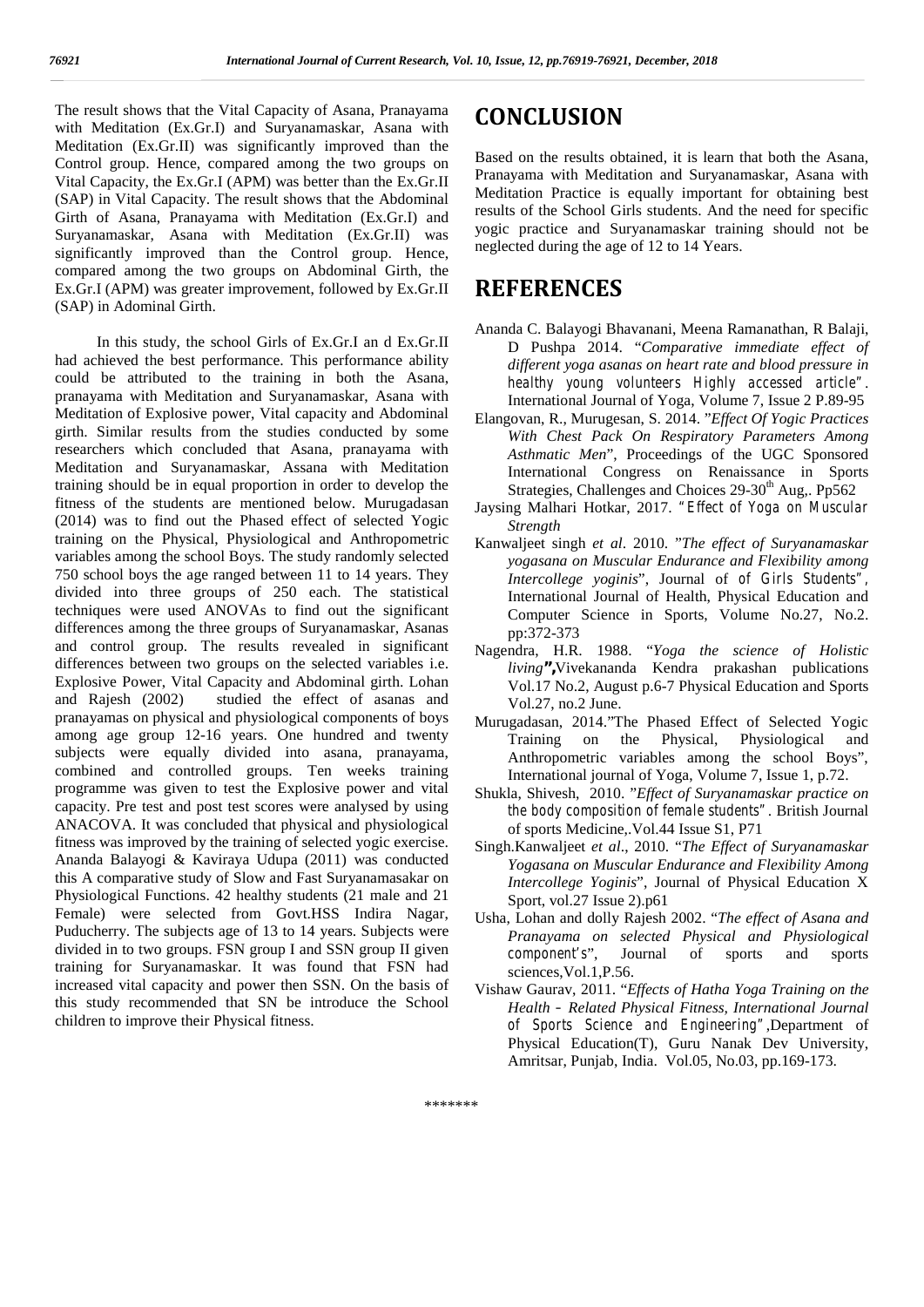The result shows that the Vital Capacity of Asana, Pranayama with Meditation (Ex.Gr.I) and Suryanamaskar, Asana with Meditation (Ex.Gr.II) was significantly improved than the Control group. Hence, compared among the two groups on Vital Capacity, the Ex.Gr.I (APM) was better than the Ex.Gr.II (SAP) in Vital Capacity. The result shows that the Abdominal Girth of Asana, Pranayama with Meditation (Ex.Gr.I) and Suryanamaskar, Asana with Meditation (Ex.Gr.II) was significantly improved than the Control group. Hence, compared among the two groups on Abdominal Girth, the Ex.Gr.I (APM) was greater improvement, followed by Ex.Gr.II (SAP) in Adominal Girth.

In this study, the school Girls of Ex.Gr.I an d Ex.Gr.II had achieved the best performance. This performance ability could be attributed to the training in both the Asana, pranayama with Meditation and Suryanamaskar, Asana with Meditation of Explosive power, Vital capacity and Abdominal girth. Similar results from the studies conducted by some researchers which concluded that Asana, pranayama with Meditation and Suryanamaskar, Assana with Meditation training should be in equal proportion in order to develop the fitness of the students are mentioned below. Murugadasan (2014) was to find out the Phased effect of selected Yogic training on the Physical, Physiological and Anthropometric variables among the school Boys. The study randomly selected 750 school boys the age ranged between 11 to 14 years. They divided into three groups of 250 each. The statistical techniques were used ANOVAs to find out the significant differences among the three groups of Suryanamaskar, Asanas and control group. The results revealed in significant differences between two groups on the selected variables i.e. Explosive Power, Vital Capacity and Abdominal girth. Lohan and Rajesh (2002) studied the effect of asanas and pranayamas on physical and physiological components of boys among age group 12-16 years. One hundred and twenty subjects were equally divided into asana, pranayama, combined and controlled groups. Ten weeks training programme was given to test the Explosive power and vital capacity. Pre test and post test scores were analysed by using ANACOVA. It was concluded that physical and physiological fitness was improved by the training of selected yogic exercise. Ananda Balayogi & Kaviraya Udupa (2011) was conducted this A comparative study of Slow and Fast Suryanamasakar on Physiological Functions. 42 healthy students (21 male and 21 Female) were selected from Govt.HSS Indira Nagar, Puducherry. The subjects age of 13 to 14 years. Subjects were divided in to two groups. FSN group I and SSN group II given training for Suryanamaskar. It was found that FSN had increased vital capacity and power then SSN. On the basis of this study recommended that SN be introduce the School children to improve their Physical fitness.

# CONCLUSION

Based on the results obtained, it is learn that both the Asana, Pranayama with Meditation and Suryanamaskar, Asana with Meditation Practice is equally important for obtaining best results of the School Girls students. And the need for specific yogic practice and Suryanamaskar training should not be neglected during the age of 12 to 14 Years.

# REFERENCES

Ananda C. Balayogi Bhavanani, Meena Ramanathan, R Balaji, D Pushpa 2014. "*Comparative immediate effect of different yoga asanas on heart rate and blood pressure in healthy young volunteers Highly accessed article*". International Journal of Yoga, Volume 7, Issue 2 P.89-95

Elangovan, R., Murugesan, S. 2014. "*Effect Of Yogic Practices With Chest Pack On Respiratory Parameters Among Asthmatic Men*", Proceedings of the UGC Sponsored International Congress on Renaissance in Sports Strategies, Challenges and Choices 29-30th Aug,. Pp562

Jaysing Malhari Hotkar, 2017. "*Effect of Yoga on Muscular Strength*

Kanwaljeet singh *et al*. 2010. "*The effect of Suryanamaskar yogasana on Muscular Endurance and Flexibility among Intercollege yoginis*", Journal of of Girls Students", International Journal of Health, Physical Education and Computer Science in Sports, Volume No.27, No.2. pp:372-373

Nagendra, H.R. 1988. "*Yoga the science of Holistic living*",Vivekananda Kendra prakashan publications Vol.17 No.2, August p.6-7 Physical Education and Sports Vol.27, no.2 June.

Murugadasan, 2014."The Phased Effect of Selected Yogic Training on the Physical, Physiological and Anthropometric variables among the school Boys", International journal of Yoga, Volume 7, Issue 1, p.72.

Shukla, Shivesh, 2010. "*Effect of Suryanamaskar practice on the body composition of female students*". British Journal of sports Medicine,.Vol.44 Issue S1, P71

Singh.Kanwaljeet *et al*., 2010. "*The Effect of Suryanamaskar Yogasana on Muscular Endurance and Flexibility Among Intercollege Yoginis*", Journal of Physical Education X Sport, vol.27 Issue 2).p61

Usha, Lohan and dolly Rajesh 2002. "*The effect of Asana and Pranayama on selected Physical and Physiological component's*", Journal of sports and sports sciences,Vol.1,P.56.

Vishaw Gaurav, 2011. "*Effects of Hatha Yoga Training on the Health - Related Physical Fitness, International Journal of Sports Science and Engineering*",Department of Physical Education(T), Guru Nanak Dev University, Amritsar, Punjab, India. Vol.05, No.03, pp.169-173.

*******